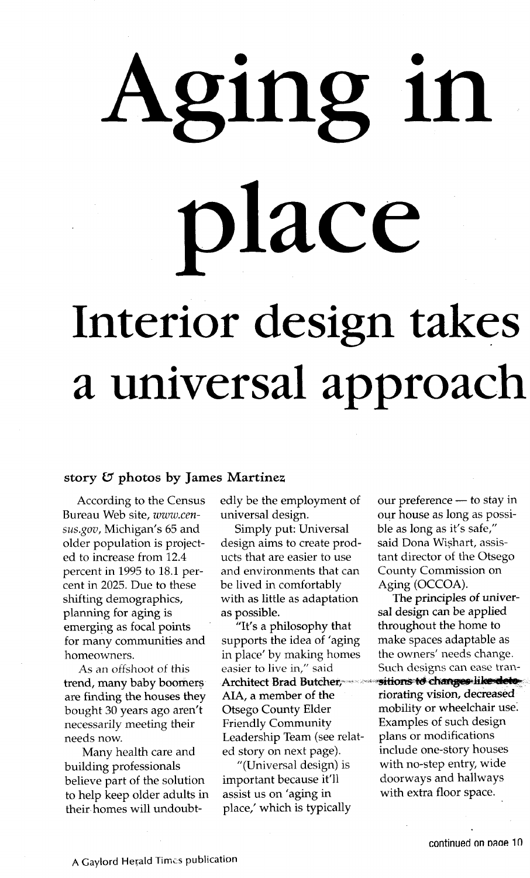# Aging in place

## Interior design takes a universal approach

**story & photos by James Martinez**

According to the Census Bureau Web site, *www.census.gov*, Michigan's 65 and older population is projected to increase from 12.4 percent in 1995 to 18.1 percent in 2025. Due to these shifting demographics, planning for aging is emerging as focal points for many communities and homeowners.

As an offshoot of this trend, many baby boomers are finding the houses they bought 30 years ago aren't necessarily meeting their needs now.

Many health care and building professionals believe part of the solution to help keep older adults in their homes will undoubtedly be the employment of universal design.

Simply put: Universal design aims to create products that are easier to use and environments that can be lived in comfortably with as little as adaptation as possible.

"It's a philosophy that supports the idea of 'aging in place' by making homes easier to live in," said Architect Brad Butcher, AIA, a member of the Otsego County Elder Friendly Community Leadership Team (see related story on next page).

"(Universal design) is important because it'll assist us on 'aging in place,' which is typically our preference — to stay in our house as long as possible as long as it's safe," said Dona Wishart, assistant director of the Otsego County Commission on Aging (OCCOA).

The principles of universal design can be applied throughout the home to make spaces adaptable as the owners' needs change. Such designs can ease transitions to changes like deteriorating vision, decreased mobility or wheelchair use. Examples of such design plans or modifications include one-story houses with no-step entry, wide doorways and hallways with extra floor space.

continued on page 10

A Gaylord Herald Times publication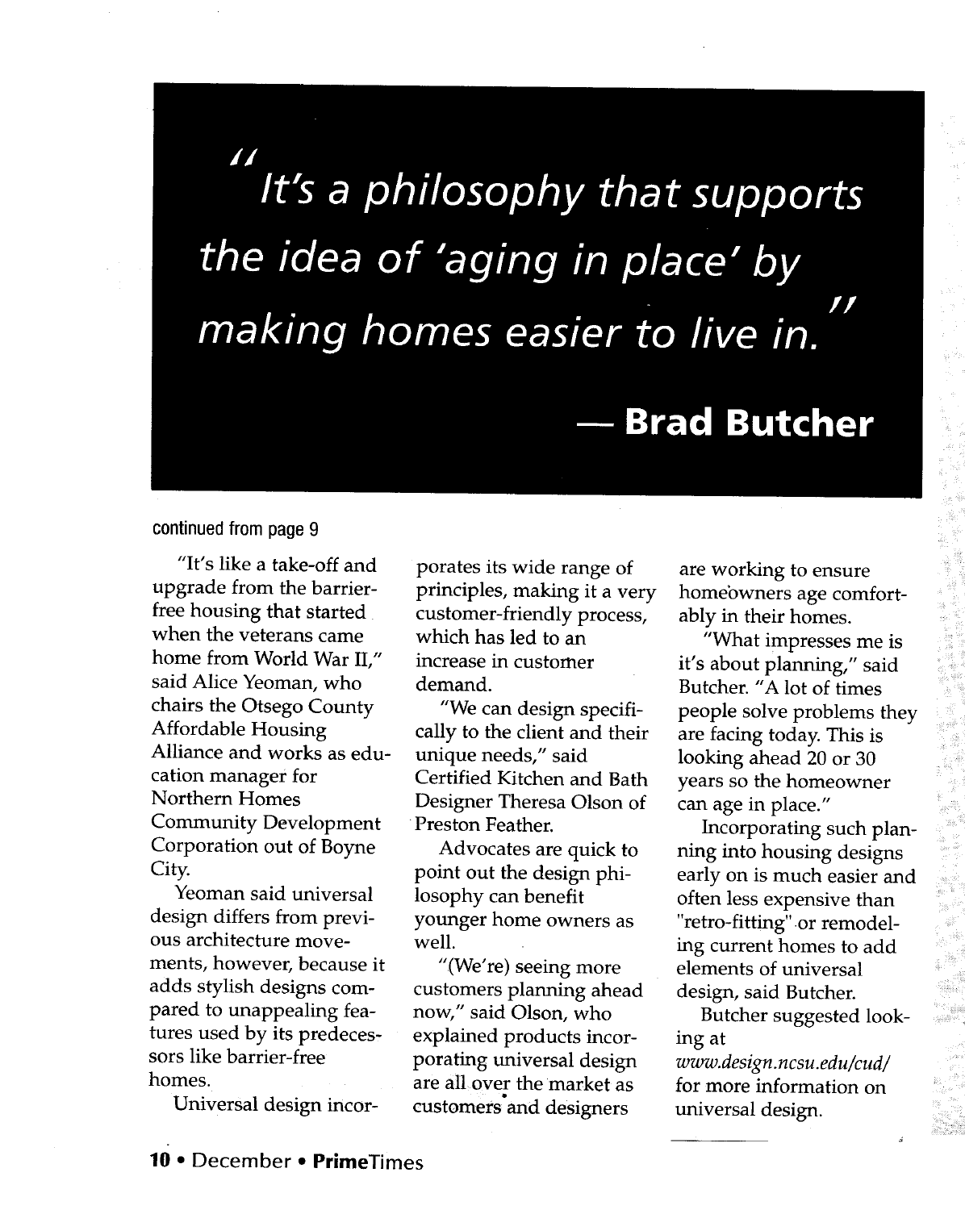> *"It's a philosophy that supports the idea of 'aging in place' by making homes easier to live in."*
>
> **— Brad Butcher**

continued from page 9

"It's like a take-off and upgrade from the barrier-free housing that started when the veterans came home from World War II," said Alice Yeoman, who chairs the Otsego County Affordable Housing Alliance and works as education manager for Northern Homes Community Development Corporation out of Boyne City.

Yeoman said universal design differs from previous architecture movements, however, because it adds stylish designs compared to unappealing features used by its predecessors like barrier-free homes.

Universal design incorporates its wide range of principles, making it a very customer-friendly process, which has led to an increase in customer demand.

"We can design specifically to the client and their unique needs," said Certified Kitchen and Bath Designer Theresa Olson of Preston Feather.

Advocates are quick to point out the design philosophy can benefit younger home owners as well.

"(We're) seeing more customers planning ahead now," said Olson, who explained products incorporating universal design are all over the market as customers and designers are working to ensure homeowners age comfortably in their homes.

"What impresses me is it's about planning," said Butcher. "A lot of times people solve problems they are facing today. This is looking ahead 20 or 30 years so the homeowner can age in place."

Incorporating such planning into housing designs early on is much easier and often less expensive than "retro-fitting" or remodeling current homes to add elements of universal design, said Butcher.

Butcher suggested looking at *www.design.ncsu.edu/cud/* for more information on universal design.